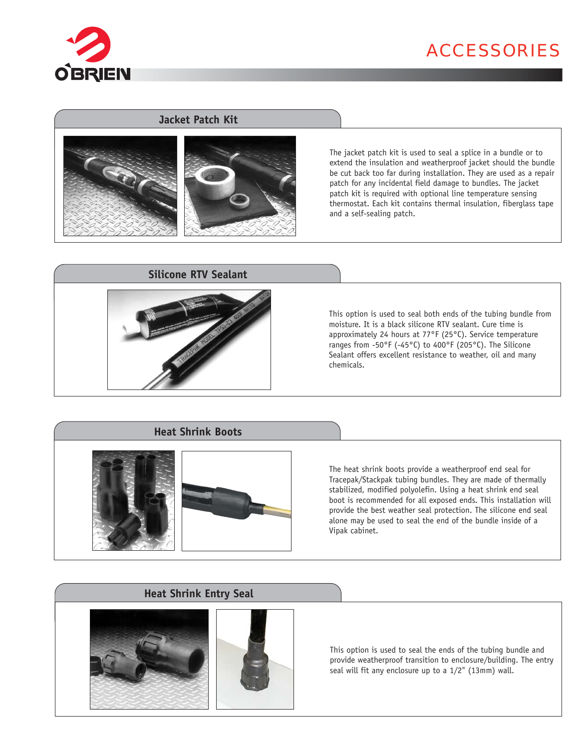# ACCESSORIES

## Jacket Patch Kit

The jacket patch kit is used to seal a splice in a bundle or to extend the insulation and weatherproof jacket should the bundle be cut back too far during installation. They are used as a repair patch for any incidental field damage to bundles. The jacket patch kit is required with optional line temperature sensing thermostat. Each kit contains thermal insulation, fiberglass tape and a self-sealing patch.

## Silicone RTV Sealant

This option is used to seal both ends of the tubing bundle from moisture. It is a black silicone RTV sealant. Cure time is approximately 24 hours at 77°F (25°C). Service temperature ranges from -50°F (-45°C) to 400°F (205°C). The Silicone Sealant offers excellent resistance to weather, oil and many chemicals.

## Heat Shrink Boots

The heat shrink boots provide a weatherproof end seal for Tracepak/Stackpak tubing bundles. They are made of thermally stabilized, modified polyolefin. Using a heat shrink end seal boot is recommended for all exposed ends. This installation will provide the best weather seal protection. The silicone end seal alone may be used to seal the end of the bundle inside of a Vipak cabinet.

## Heat Shrink Entry Seal

This option is used to seal the ends of the tubing bundle and provide weatherproof transition to enclosure/building. The entry seal will fit any enclosure up to a 1/2" (13mm) wall.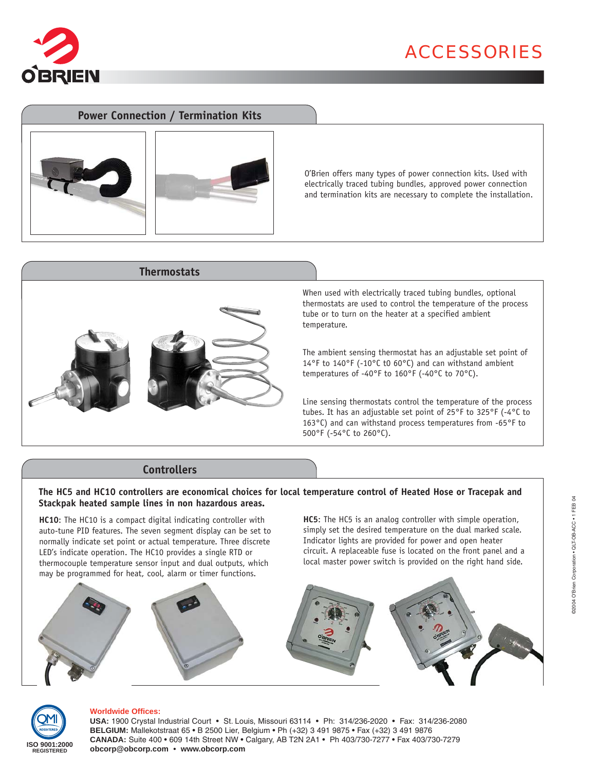# ACCESSORIES

## Power Connection / Termination Kits

O'Brien offers many types of power connection kits. Used with electrically traced tubing bundles, approved power connection and termination kits are necessary to complete the installation.

## Thermostats

When used with electrically traced tubing bundles, optional thermostats are used to control the temperature of the process tube or to turn on the heater at a specified ambient temperature.

The ambient sensing thermostat has an adjustable set point of 14°F to 140°F (-10°C t0 60°C) and can withstand ambient temperatures of -40°F to 160°F (-40°C to 70°C).

Line sensing thermostats control the temperature of the process tubes. It has an adjustable set point of 25°F to 325°F (-4°C to 163°C) and can withstand process temperatures from -65°F to 500°F (-54°C to 260°C).

## Controllers

**The HC5 and HC10 controllers are economical choices for local temperature control of Heated Hose or Tracepak and Stackpak heated sample lines in non hazardous areas.**

**HC10**: The HC10 is a compact digital indicating controller with auto-tune PID features. The seven segment display can be set to normally indicate set point or actual temperature. Three discrete LED's indicate operation. The HC10 provides a single RTD or thermocouple temperature sensor input and dual outputs, which may be programmed for heat, cool, alarm or timer functions.

**HC5**: The HC5 is an analog controller with simple operation, simply set the desired temperature on the dual marked scale. Indicator lights are provided for power and open heater circuit. A replaceable fuse is located on the front panel and a local master power switch is provided on the right hand side.

ISO 9001:2000 REGISTERED

**Worldwide Offices:**

**USA:** 1900 Crystal Industrial Court • St. Louis, Missouri 63114 • Ph: 314/236-2020 • Fax: 314/236-2080
**BELGIUM:** Mallekotstraat 65 • B 2500 Lier, Belgium • Ph (+32) 3 491 9875 • Fax (+32) 3 491 9876
**CANADA:** Suite 400 • 609 14th Street NW • Calgary, AB T2N 2A1 • Ph 403/730-7277 • Fax 403/730-7279
**obcorp@obcorp.com • www.obcorp.com**

©2004 O'Brien Corporation • QLT-OB-ACC • 1 FEB 04